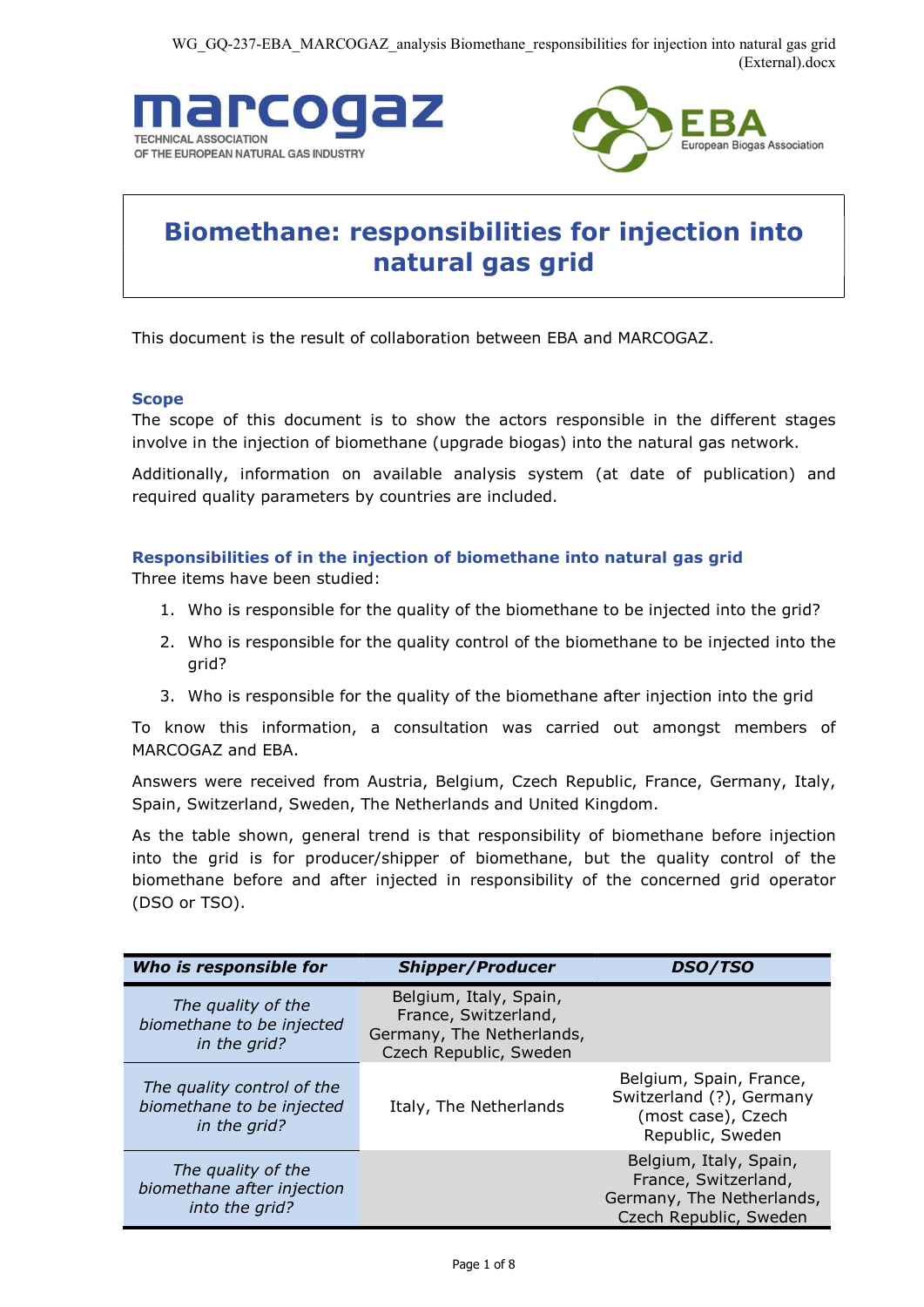# Biomethane: responsibilities for injection into natural gas grid

This document is the result of collaboration between EBA and MARCOGAZ.

### Scope

The scope of this document is to show the actors responsible in the different stages involve in the injection of biomethane (upgrade biogas) into the natural gas network.

Additionally, information on available analysis system (at date of publication) and required quality parameters by countries are included.

### Responsibilities of in the injection of biomethane into natural gas grid

Three items have been studied:

1. Who is responsible for the quality of the biomethane to be injected into the grid?
2. Who is responsible for the quality control of the biomethane to be injected into the grid?
3. Who is responsible for the quality of the biomethane after injection into the grid

To know this information, a consultation was carried out amongst members of MARCOGAZ and EBA.

Answers were received from Austria, Belgium, Czech Republic, France, Germany, Italy, Spain, Switzerland, Sweden, The Netherlands and United Kingdom.

As the table shown, general trend is that responsibility of biomethane before injection into the grid is for producer/shipper of biomethane, but the quality control of the biomethane before and after injected in responsibility of the concerned grid operator (DSO or TSO).

| ***Who is responsible for*** | ***Shipper/Producer*** | ***DSO/TSO*** |
|---|---|---|
| *The quality of the biomethane to be injected in the grid?* | Belgium, Italy, Spain, France, Switzerland, Germany, The Netherlands, Czech Republic, Sweden | |
| *The quality control of the biomethane to be injected in the grid?* | Italy, The Netherlands | Belgium, Spain, France, Switzerland (?), Germany (most case), Czech Republic, Sweden |
| *The quality of the biomethane after injection into the grid?* | | Belgium, Italy, Spain, France, Switzerland, Germany, The Netherlands, Czech Republic, Sweden |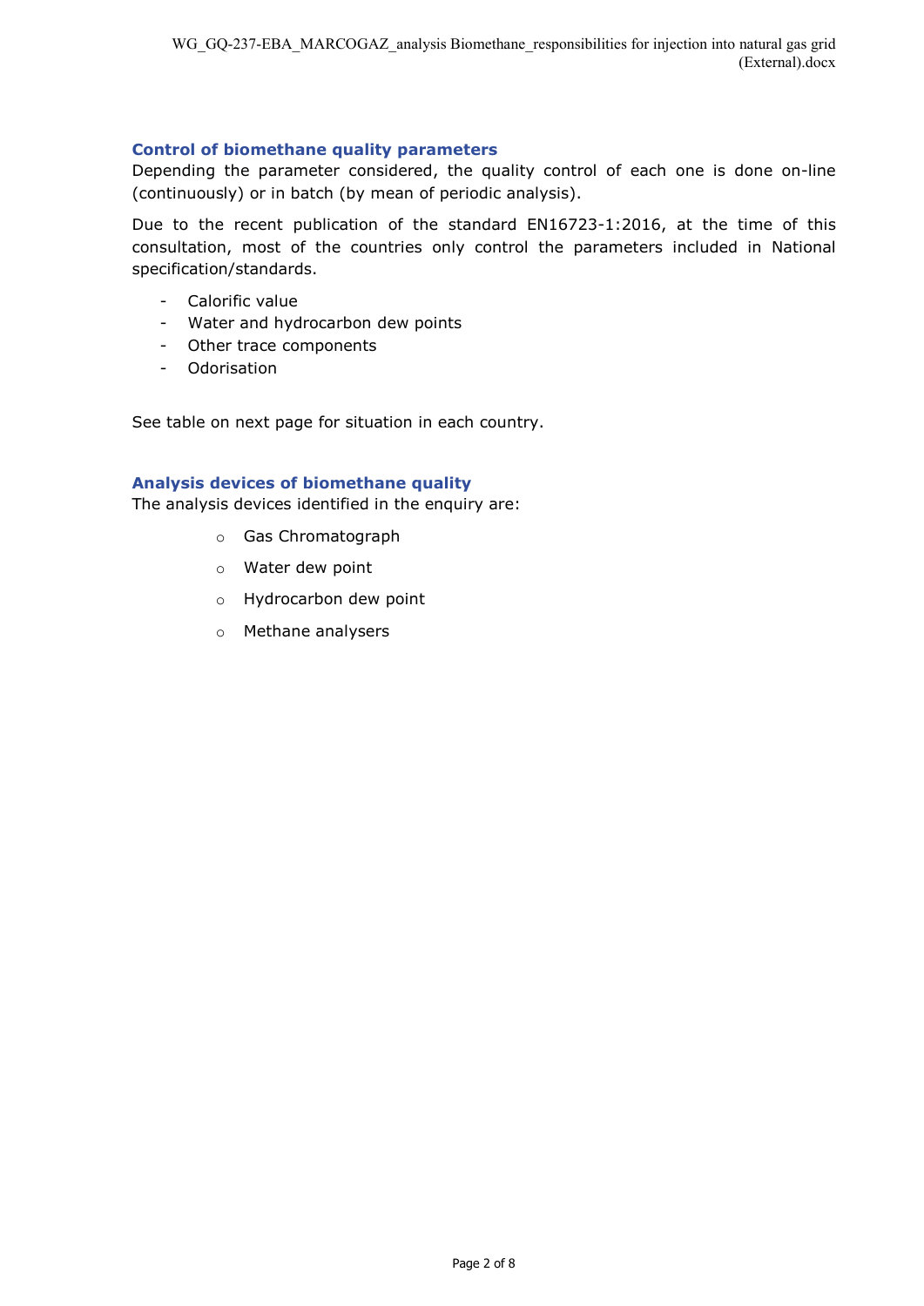### Control of biomethane quality parameters

Depending the parameter considered, the quality control of each one is done on-line (continuously) or in batch (by mean of periodic analysis).

Due to the recent publication of the standard EN16723-1:2016, at the time of this consultation, most of the countries only control the parameters included in National specification/standards.

- Calorific value
- Water and hydrocarbon dew points
- Other trace components
- Odorisation

See table on next page for situation in each country.

### Analysis devices of biomethane quality

The analysis devices identified in the enquiry are:

- Gas Chromatograph
- Water dew point
- Hydrocarbon dew point
- Methane analysers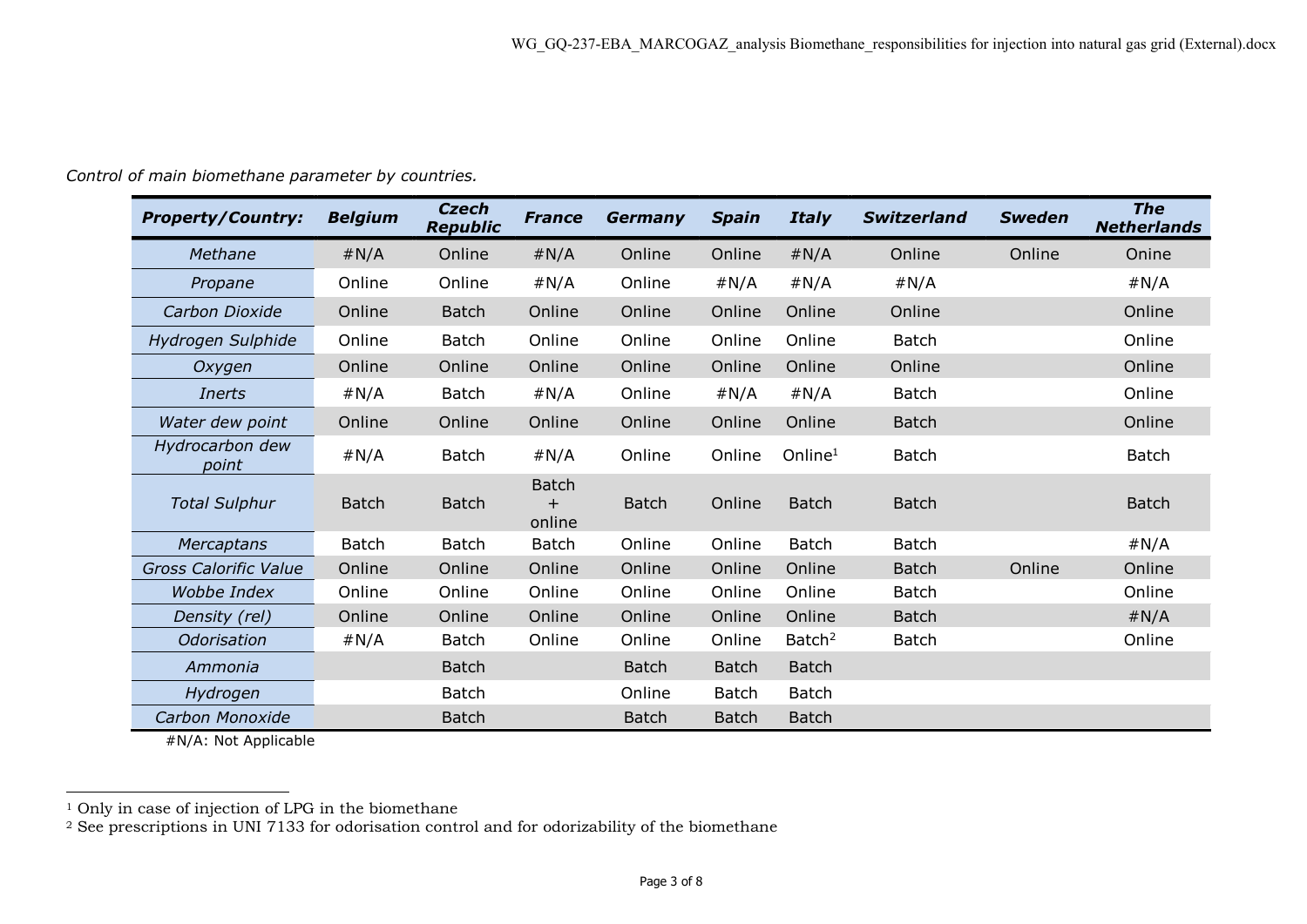*Control of main biomethane parameter by countries.*

| ***Property/Country:*** | ***Belgium*** | ***Czech Republic*** | ***France*** | ***Germany*** | ***Spain*** | ***Italy*** | ***Switzerland*** | ***Sweden*** | ***The Netherlands*** |
|---|---|---|---|---|---|---|---|---|---|
| *Methane* | #N/A | Online | #N/A | Online | Online | #N/A | Online | Online | Onine |
| *Propane* | Online | Online | #N/A | Online | #N/A | #N/A | #N/A | | #N/A |
| *Carbon Dioxide* | Online | Batch | Online | Online | Online | Online | Online | | Online |
| *Hydrogen Sulphide* | Online | Batch | Online | Online | Online | Online | Batch | | Online |
| *Oxygen* | Online | Online | Online | Online | Online | Online | Online | | Online |
| *Inerts* | #N/A | Batch | #N/A | Online | #N/A | #N/A | Batch | | Online |
| *Water dew point* | Online | Online | Online | Online | Online | Online | Batch | | Online |
| *Hydrocarbon dew point* | #N/A | Batch | #N/A | Online | Online | Online[1] | Batch | | Batch |
| *Total Sulphur* | Batch | Batch | Batch + online | Batch | Online | Batch | Batch | | Batch |
| *Mercaptans* | Batch | Batch | Batch | Online | Online | Batch | Batch | | #N/A |
| *Gross Calorific Value* | Online | Online | Online | Online | Online | Online | Batch | Online | Online |
| *Wobbe Index* | Online | Online | Online | Online | Online | Online | Batch | | Online |
| *Density (rel)* | Online | Online | Online | Online | Online | Online | Batch | | #N/A |
| *Odorisation* | #N/A | Batch | Online | Online | Online | Batch[2] | Batch | | Online |
| *Ammonia* | | Batch | | Batch | Batch | Batch | | | |
| *Hydrogen* | | Batch | | Online | Batch | Batch | | | |
| *Carbon Monoxide* | | Batch | | Batch | Batch | Batch | | | |

#N/A: Not Applicable

[1] Only in case of injection of LPG in the biomethane

[2] See prescriptions in UNI 7133 for odorisation control and for odorizability of the biomethane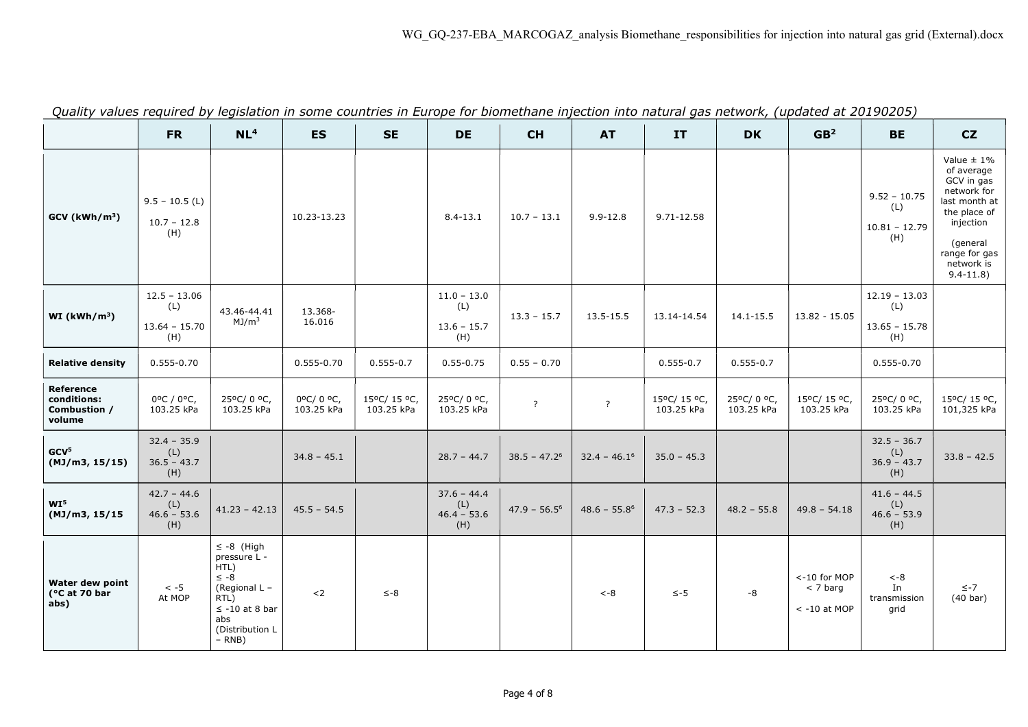*Quality values required by legislation in some countries in Europe for biomethane injection into natural gas network, (updated at 20190205)*

| | FR | NL[4] | ES | SE | DE | CH | AT | IT | DK | GB[2] | BE | CZ |
|---|---|---|---|---|---|---|---|---|---|---|---|---|
| **GCV (kWh/m³)** | 9.5 – 10.5 (L) 10.7 – 12.8 (H) | | 10.23-13.23 | | 8.4-13.1 | 10.7 – 13.1 | 9.9-12.8 | 9.71-12.58 | | | 9.52 – 10.75 (L) 10.81 – 12.79 (H) | Value ± 1% of average GCV in gas network for last month at the place of injection (general range for gas network is 9.4-11.8) |
| **WI (kWh/m³)** | 12.5 – 13.06 (L) 13.64 – 15.70 (H) | 43.46-44.41 MJ/m³ | 13.368-16.016 | | 11.0 – 13.0 (L) 13.6 – 15.7 (H) | 13.3 – 15.7 | 13.5-15.5 | 13.14-14.54 | 14.1-15.5 | 13.82 - 15.05 | 12.19 – 13.03 (L) 13.65 – 15.78 (H) | |
| **Relative density** | 0.555-0.70 | | 0.555-0.70 | 0.555-0.7 | 0.55-0.75 | 0.55 – 0.70 | | 0.555-0.7 | 0.555-0.7 | | 0.555-0.70 | |
| **Reference conditions: Combustion / volume** | 0ºC / 0ºC, 103.25 kPa | 25ºC/ 0 ºC, 103.25 kPa | 0ºC/ 0 ºC, 103.25 kPa | 15ºC/ 15 ºC, 103.25 kPa | 25ºC/ 0 ºC, 103.25 kPa | ? | ? | 15ºC/ 15 ºC, 103.25 kPa | 25ºC/ 0 ºC, 103.25 kPa | 15ºC/ 15 ºC, 103.25 kPa | 25ºC/ 0 ºC, 103.25 kPa | 15ºC/ 15 ºC, 101,325 kPa |
| **GCV[5] (MJ/m3, 15/15)** | 32.4 – 35.9 (L) 36.5 – 43.7 (H) | | 34.8 – 45.1 | | 28.7 – 44.7 | 38.5 – 47.2[6] | 32.4 – 46.1[6] | 35.0 – 45.3 | | | 32.5 – 36.7 (L) 36.9 – 43.7 (H) | 33.8 – 42.5 |
| **WI[5] (MJ/m3, 15/15** | 42.7 – 44.6 (L) 46.6 – 53.6 (H) | 41.23 – 42.13 | 45.5 – 54.5 | | 37.6 – 44.4 (L) 46.4 – 53.6 (H) | 47.9 – 56.5[6] | 48.6 – 55.8[6] | 47.3 – 52.3 | 48.2 – 55.8 | 49.8 – 54.18 | 41.6 – 44.5 (L) 46.6 – 53.9 (H) | |
| **Water dew point (°C at 70 bar abs)** | < -5 At MOP | ≤ -8 (High pressure L - HTL) ≤ -8 (Regional L – RTL) ≤ -10 at 8 bar abs (Distribution L – RNB) | <2 | ≤-8 | | | <-8 | ≤-5 | -8 | <-10 for MOP < 7 barg < -10 at MOP | <-8 In transmission grid | ≤-7 (40 bar) |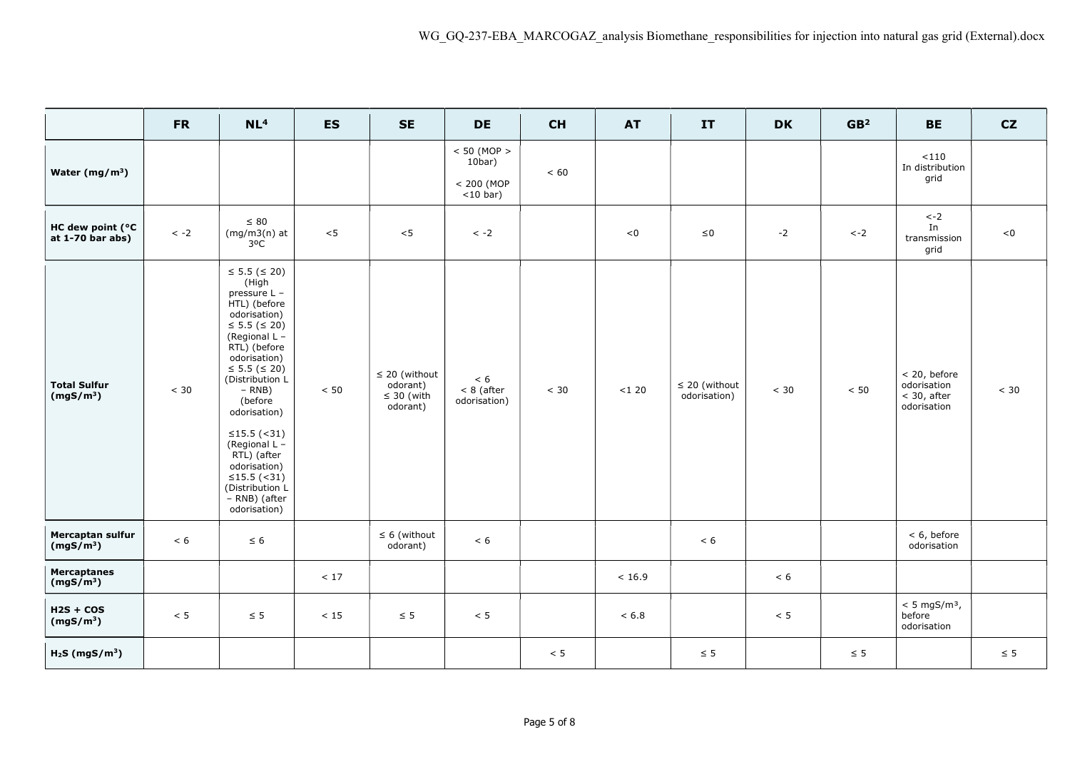| | FR | NL[4] | ES | SE | DE | CH | AT | IT | DK | GB[2] | BE | CZ |
|---|---|---|---|---|---|---|---|---|---|---|---|---|
| Water (mg/m³) | | | | | < 50 (MOP > 10bar)<br>< 200 (MOP <10 bar) | < 60 | | | | | <110 In distribution grid | |
| HC dew point (°C at 1-70 bar abs) | < -2 | ≤ 80 (mg/m3(n) at 3ºC | <5 | <5 | < -2 | | <0 | ≤0 | -2 | <-2 | <-2 In transmission grid | <0 |
| Total Sulfur (mgS/m³) | < 30 | ≤ 5.5 (≤ 20) (High pressure L – HTL) (before odorisation)<br>≤ 5.5 (≤ 20) (Regional L – RTL) (before odorisation)<br>≤ 5.5 (≤ 20) (Distribution L – RNB) (before odorisation)<br>≤15.5 (<31) (Regional L – RTL) (after odorisation)<br>≤15.5 (<31) (Distribution L – RNB) (after odorisation) | < 50 | ≤ 20 (without odorant)<br>≤ 30 (with odorant) | < 6<br>< 8 (after odorisation) | < 30 | <1 20 | ≤ 20 (without odorisation) | < 30 | < 50 | < 20, before odorisation<br>< 30, after odorisation | < 30 |
| Mercaptan sulfur (mgS/m³) | < 6 | ≤ 6 | | ≤ 6 (without odorant) | < 6 | | | < 6 | | | < 6, before odorisation | |
| Mercaptanes (mgS/m³) | | | < 17 | | | | < 16.9 | | < 6 | | | |
| H2S + COS (mgS/m³) | < 5 | ≤ 5 | < 15 | ≤ 5 | < 5 | | < 6.8 | | < 5 | | < 5 mgS/m³, before odorisation | |
| $H_2S$ (mgS/m³) | | | | | | < 5 | | ≤ 5 | | ≤ 5 | | ≤ 5 |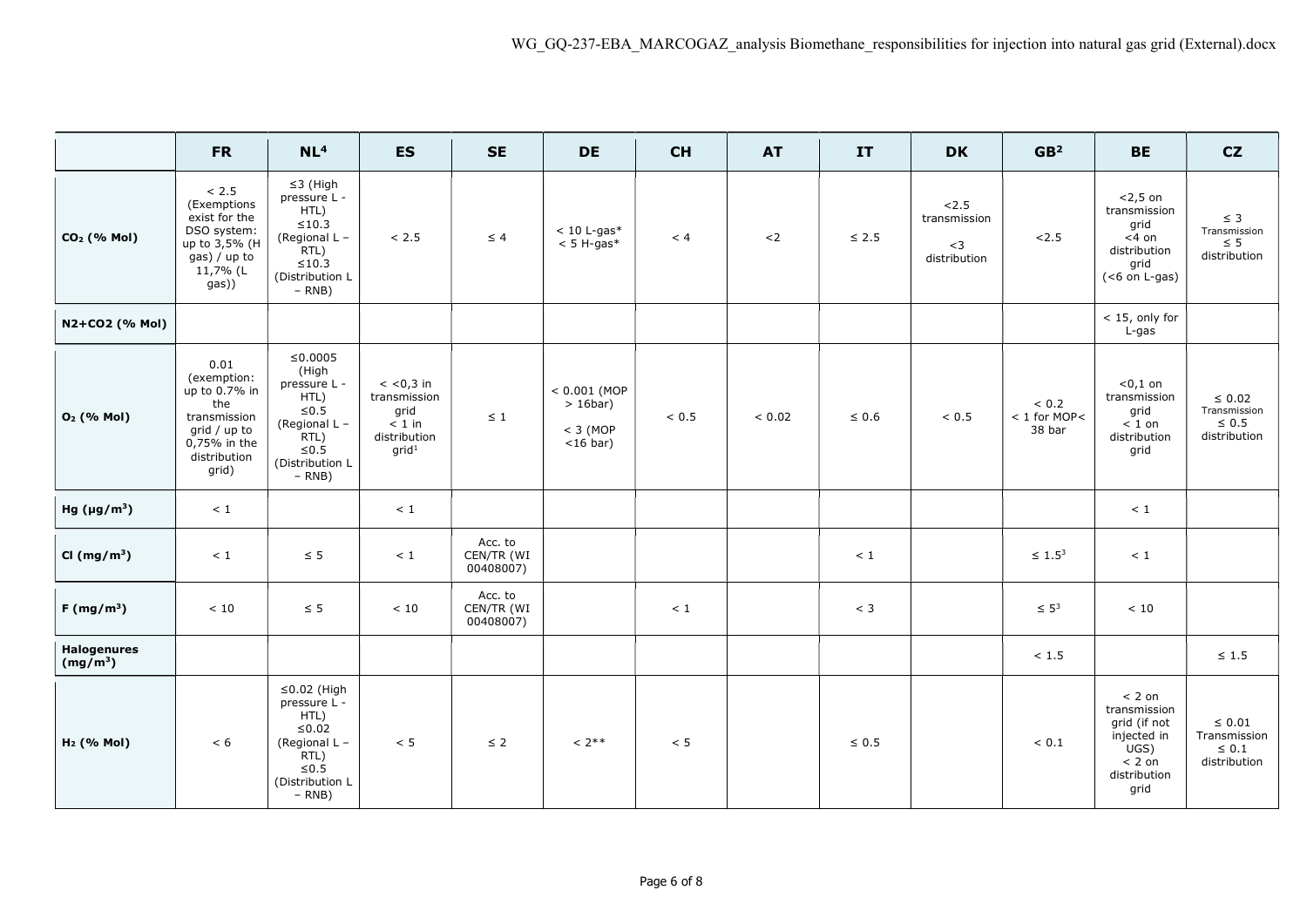| | FR | NL[4] | ES | SE | DE | CH | AT | IT | DK | GB[2] | BE | CZ |
|---|---|---|---|---|---|---|---|---|---|---|---|---|
| $CO_2$ (% Mol) | < 2.5 (Exemptions exist for the DSO system: up to 3,5% (H gas) / up to 11,7% (L gas)) | ≤3 (High pressure L - HTL) ≤10.3 (Regional L – RTL) ≤10.3 (Distribution L – RNB) | < 2.5 | ≤ 4 | < 10 L-gas* < 5 H-gas* | < 4 | <2 | ≤ 2.5 | <2.5 transmission <3 distribution | <2.5 | <2,5 on transmission grid <4 on distribution grid (<6 on L-gas) | ≤ 3 Transmission ≤ 5 distribution |
| N2+CO2 (% Mol) | | | | | | | | | | | < 15, only for L-gas | |
| $O_2$ (% Mol) | 0.01 (exemption: up to 0.7% in the transmission grid / up to 0,75% in the distribution grid) | ≤0.0005 (High pressure L - HTL) ≤0.5 (Regional L – RTL) ≤0.5 (Distribution L – RNB) | < <0,3 in transmission grid < 1 in distribution grid[1] | ≤ 1 | < 0.001 (MOP > 16bar) < 3 (MOP <16 bar) | < 0.5 | < 0.02 | ≤ 0.6 | < 0.5 | < 0.2 < 1 for MOP< 38 bar | <0,1 on transmission grid < 1 on distribution grid | ≤ 0.02 Transmission ≤ 0.5 distribution |
| Hg (µg/m³) | < 1 | | < 1 | | | | | | | | < 1 | |
| Cl (mg/m³) | < 1 | ≤ 5 | < 1 | Acc. to CEN/TR (WI 00408007) | | | | < 1 | | ≤ 1.5[3] | < 1 | |
| F (mg/m³) | < 10 | ≤ 5 | < 10 | Acc. to CEN/TR (WI 00408007) | | < 1 | | < 3 | | ≤ 5[3] | < 10 | |
| Halogenures (mg/m³) | | | | | | | | | | < 1.5 | | ≤ 1.5 |
| $H_2$ (% Mol) | < 6 | ≤0.02 (High pressure L - HTL) ≤0.02 (Regional L – RTL) ≤0.5 (Distribution L – RNB) | < 5 | ≤ 2 | < 2** | < 5 | | ≤ 0.5 | | < 0.1 | < 2 on transmission grid (if not injected in UGS) < 2 on distribution grid | ≤ 0.01 Transmission ≤ 0.1 distribution |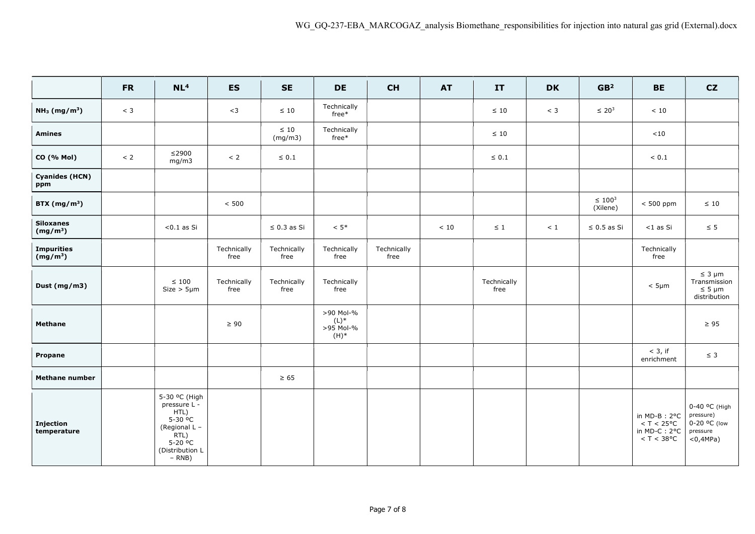| | FR | NL[4] | ES | SE | DE | CH | AT | IT | DK | GB[2] | BE | CZ |
|---|---|---|---|---|---|---|---|---|---|---|---|---|
| **$NH_3$ (mg/m³)** | < 3 | | <3 | ≤ 10 | Technically free* | | | ≤ 10 | < 3 | ≤ 20[3] | < 10 | |
| **Amines** | | | | ≤ 10 (mg/m3) | Technically free* | | | ≤ 10 | | | <10 | |
| **CO (% Mol)** | < 2 | ≤2900 mg/m3 | < 2 | ≤ 0.1 | | | | ≤ 0.1 | | | < 0.1 | |
| **Cyanides (HCN) ppm** | | | | | | | | | | | | |
| **BTX (mg/m³)** | | | < 500 | | | | | | | ≤ 100[3] (Xilene) | < 500 ppm | ≤ 10 |
| **Siloxanes (mg/m³)** | | <0.1 as Si | | ≤ 0.3 as Si | < 5* | | < 10 | ≤ 1 | < 1 | ≤ 0.5 as Si | <1 as Si | ≤ 5 |
| **Impurities (mg/m³)** | | | Technically free | Technically free | Technically free | Technically free | | | | | Technically free | |
| **Dust (mg/m3)** | | ≤ 100 Size > 5µm | Technically free | Technically free | Technically free | | | Technically free | | | < 5µm | ≤ 3 µm Transmission ≤ 5 µm distribution |
| **Methane** | | | ≥ 90 | | >90 Mol-% (L)* >95 Mol-% (H)* | | | | | | | ≥ 95 |
| **Propane** | | | | | | | | | | | < 3, if enrichment | ≤ 3 |
| **Methane number** | | | | ≥ 65 | | | | | | | | |
| **Injection temperature** | | 5-30 ºC (High pressure L - HTL) 5-30 ºC (Regional L – RTL) 5-20 ºC (Distribution L – RNB) | | | | | | | | | in MD-B : 2°C < T < 25°C in MD-C : 2°C < T < 38°C | 0-40 ºC (High pressure) 0-20 ºC (low pressure <0,4MPa) |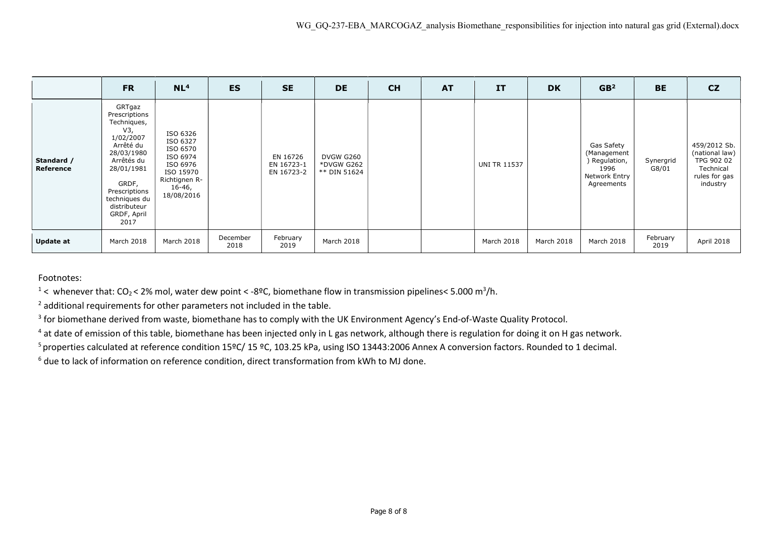| | FR | NL[4] | ES | SE | DE | CH | AT | IT | DK | GB[2] | BE | CZ |
|---|---|---|---|---|---|---|---|---|---|---|---|---|
| **Standard / Reference** | GRTgaz Prescriptions Techniques, V3, 1/02/2007 Arrêté du 28/03/1980 Arrêtés du 28/01/1981 GRDF, Prescriptions techniques du distributeur GRDF, April 2017 | ISO 6326 ISO 6327 ISO 6570 ISO 6974 ISO 6976 ISO 15970 Richtignen R-16-46, 18/08/2016 | | EN 16726 EN 16723-1 EN 16723-2 | DVGW G260 *DVGW G262 ** DIN 51624 | | | UNI TR 11537 | | Gas Safety (Management ) Regulation, 1996 Network Entry Agreements | Synergrid G8/01 | 459/2012 Sb. (national law) TPG 902 02 Technical rules for gas industry |
| **Update at** | March 2018 | March 2018 | December 2018 | February 2019 | March 2018 | | | March 2018 | March 2018 | March 2018 | February 2019 | April 2018 |

Footnotes:

[1] < whenever that: $CO_2$ < 2% mol, water dew point < -8ºC, biomethane flow in transmission pipelines< 5.000 $m^3$/h.

[2] additional requirements for other parameters not included in the table.

[3] for biomethane derived from waste, biomethane has to comply with the UK Environment Agency's End-of-Waste Quality Protocol.

[4] at date of emission of this table, biomethane has been injected only in L gas network, although there is regulation for doing it on H gas network.

[5] properties calculated at reference condition 15ºC/ 15 ºC, 103.25 kPa, using ISO 13443:2006 Annex A conversion factors. Rounded to 1 decimal.

[6] due to lack of information on reference condition, direct transformation from kWh to MJ done.